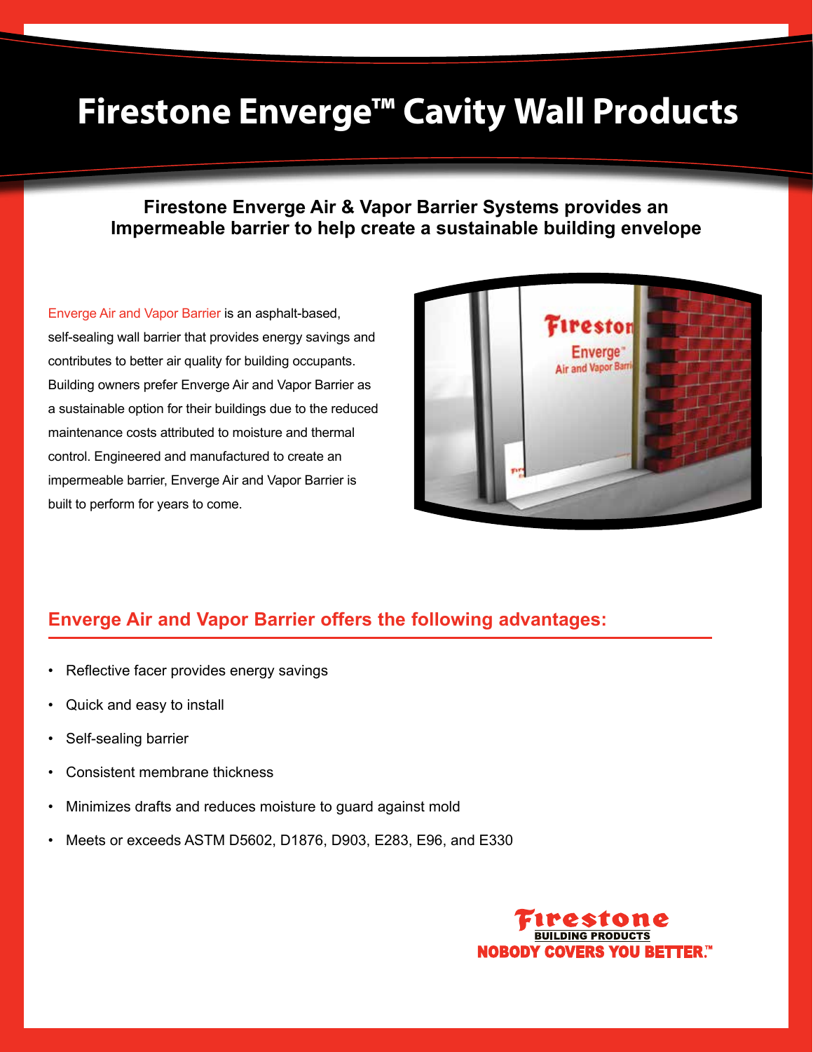# Firestone Enverge™ Cavity Wall Products

**Firestone Enverge Air & Vapor Barrier Systems provides an Impermeable barrier to help create a sustainable building envelope**

Enverge Air and Vapor Barrier is an asphalt-based, self-sealing wall barrier that provides energy savings and contributes to better air quality for building occupants. Building owners prefer Enverge Air and Vapor Barrier as a sustainable option for their buildings due to the reduced maintenance costs attributed to moisture and thermal control. Engineered and manufactured to create an impermeable barrier, Enverge Air and Vapor Barrier is built to perform for years to come.

## Enverge Air and Vapor Barrier offers the following advantages:

- Reflective facer provides energy savings
- Quick and easy to install
- Self-sealing barrier
- Consistent membrane thickness
- Minimizes drafts and reduces moisture to guard against mold
- Meets or exceeds ASTM D5602, D1876, D903, E283, E96, and E330

Firestone BUILDING PRODUCTS
NOBODY COVERS YOU BETTER.™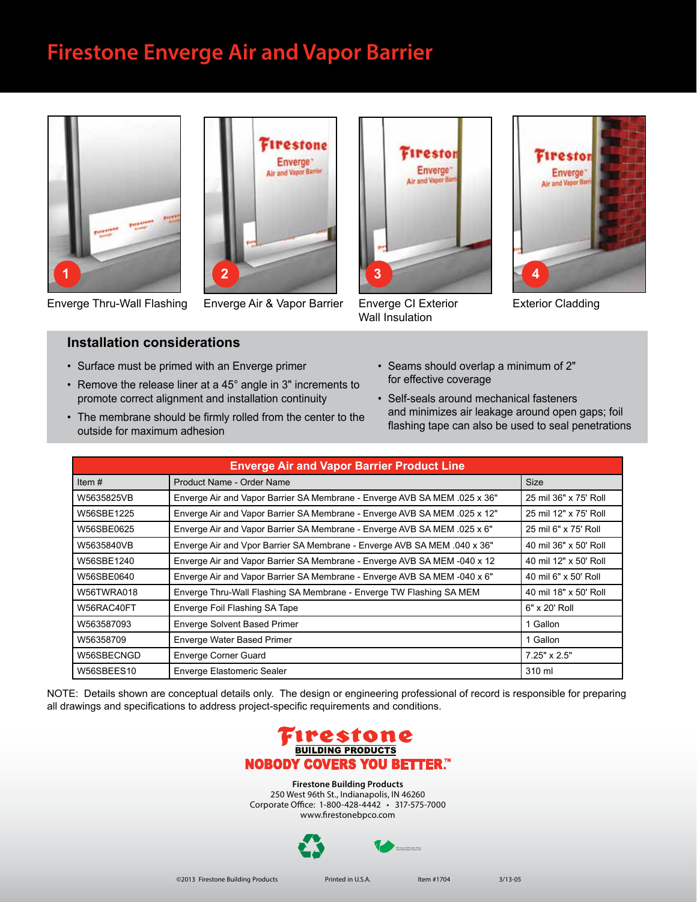# Firestone Enverge Air and Vapor Barrier

1. Enverge Thru-Wall Flashing
2. Enverge Air & Vapor Barrier
3. Enverge CI Exterior Wall Insulation
4. Exterior Cladding

## Installation considerations

- Surface must be primed with an Enverge primer
- Remove the release liner at a 45° angle in 3" increments to promote correct alignment and installation continuity
- The membrane should be firmly rolled from the center to the outside for maximum adhesion
- Seams should overlap a minimum of 2" for effective coverage
- Self-seals around mechanical fasteners and minimizes air leakage around open gaps; foil flashing tape can also be used to seal penetrations

| Enverge Air and Vapor Barrier Product Line | | |
|---|---|---|
| Item # | Product Name - Order Name | Size |
| W5635825VB | Enverge Air and Vapor Barrier SA Membrane - Enverge AVB SA MEM .025 x 36" | 25 mil 36" x 75' Roll |
| W56SBE1225 | Enverge Air and Vapor Barrier SA Membrane - Enverge AVB SA MEM .025 x 12" | 25 mil 12" x 75' Roll |
| W56SBE0625 | Enverge Air and Vapor Barrier SA Membrane - Enverge AVB SA MEM .025 x 6" | 25 mil 6" x 75' Roll |
| W5635840VB | Enverge Air and Vpor Barrier SA Membrane - Enverge AVB SA MEM .040 x 36" | 40 mil 36" x 50' Roll |
| W56SBE1240 | Enverge Air and Vapor Barrier SA Membrane - Enverge AVB SA MEM -040 x 12 | 40 mil 12" x 50' Roll |
| W56SBE0640 | Enverge Air and Vapor Barrier SA Membrane - Enverge AVB SA MEM -040 x 6" | 40 mil 6" x 50' Roll |
| W56TWRA018 | Enverge Thru-Wall Flashing SA Membrane - Enverge TW Flashing SA MEM | 40 mil 18" x 50' Roll |
| W56RAC40FT | Enverge Foil Flashing SA Tape | 6" x 20' Roll |
| W563587093 | Enverge Solvent Based Primer | 1 Gallon |
| W56358709 | Enverge Water Based Primer | 1 Gallon |
| W56SBECNGD | Enverge Corner Guard | 7.25" x 2.5" |
| W56SBEES10 | Enverge Elastomeric Sealer | 310 ml |

NOTE: Details shown are conceptual details only. The design or engineering professional of record is responsible for preparing all drawings and specifications to address project-specific requirements and conditions.

Firestone BUILDING PRODUCTS
NOBODY COVERS YOU BETTER.™

**Firestone Building Products**
250 West 96th St., Indianapolis, IN 46260
Corporate Office: 1-800-428-4442 • 317-575-7000
www.firestonebpco.com

©2013 Firestone Building Products    Printed in U.S.A.    Item #1704    3/13-05